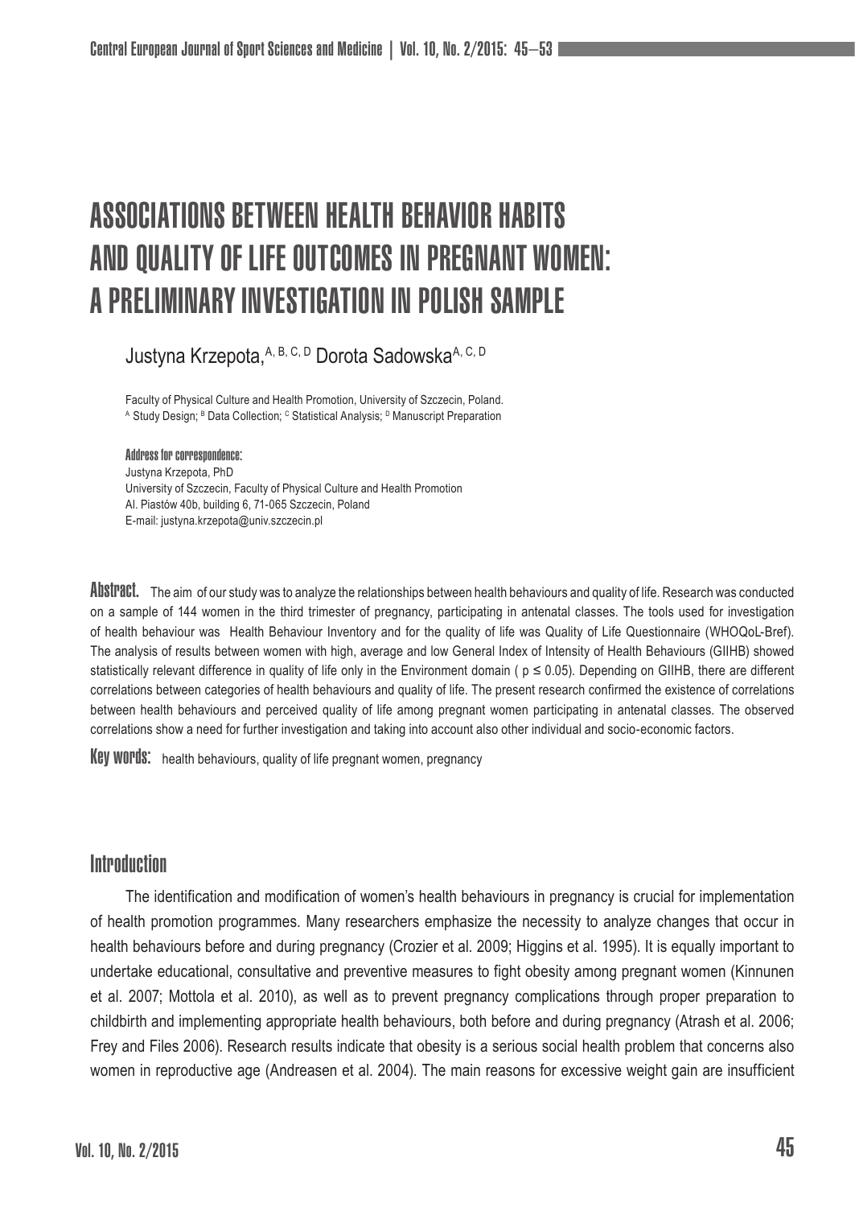# ASSOCIATIONS BETWEEN HEALTH BEHAVIOR HABITS AND QUALITY OF LIFE OUTCOMES IN PREGNANT WOMEN: A PRELIMINARY INVESTIGATION IN POLISH SAMPLE

Justyna Krzepota,[A, B, C, D] Dorota Sadowska[A, C, D]

Faculty of Physical Culture and Health Promotion, University of Szczecin, Poland.
[A] Study Design; [B] Data Collection; [C] Statistical Analysis; [D] Manuscript Preparation

**Address for correspondence:**
Justyna Krzepota, PhD
University of Szczecin, Faculty of Physical Culture and Health Promotion
Al. Piastów 40b, building 6, 71-065 Szczecin, Poland
E-mail: justyna.krzepota@univ.szczecin.pl

**Abstract.** The aim of our study was to analyze the relationships between health behaviours and quality of life. Research was conducted on a sample of 144 women in the third trimester of pregnancy, participating in antenatal classes. The tools used for investigation of health behaviour was Health Behaviour Inventory and for the quality of life was Quality of Life Questionnaire (WHOQoL-Bref). The analysis of results between women with high, average and low General Index of Intensity of Health Behaviours (GIIHB) showed statistically relevant difference in quality of life only in the Environment domain ( $p \leq 0.05$). Depending on GIIHB, there are different correlations between categories of health behaviours and quality of life. The present research confirmed the existence of correlations between health behaviours and perceived quality of life among pregnant women participating in antenatal classes. The observed correlations show a need for further investigation and taking into account also other individual and socio-economic factors.

**Key words:** health behaviours, quality of life pregnant women, pregnancy

## Introduction

The identification and modification of women's health behaviours in pregnancy is crucial for implementation of health promotion programmes. Many researchers emphasize the necessity to analyze changes that occur in health behaviours before and during pregnancy (Crozier et al. 2009; Higgins et al. 1995). It is equally important to undertake educational, consultative and preventive measures to fight obesity among pregnant women (Kinnunen et al. 2007; Mottola et al. 2010), as well as to prevent pregnancy complications through proper preparation to childbirth and implementing appropriate health behaviours, both before and during pregnancy (Atrash et al. 2006; Frey and Files 2006). Research results indicate that obesity is a serious social health problem that concerns also women in reproductive age (Andreasen et al. 2004). The main reasons for excessive weight gain are insufficient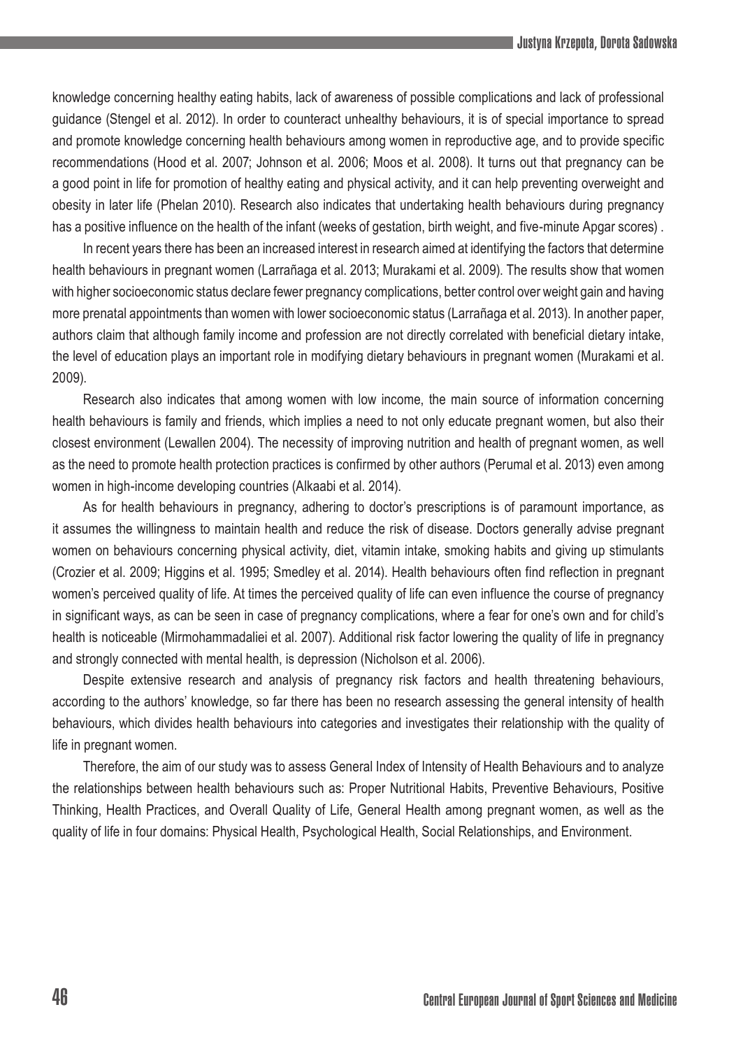knowledge concerning healthy eating habits, lack of awareness of possible complications and lack of professional guidance (Stengel et al. 2012). In order to counteract unhealthy behaviours, it is of special importance to spread and promote knowledge concerning health behaviours among women in reproductive age, and to provide specific recommendations (Hood et al. 2007; Johnson et al. 2006; Moos et al. 2008). It turns out that pregnancy can be a good point in life for promotion of healthy eating and physical activity, and it can help preventing overweight and obesity in later life (Phelan 2010). Research also indicates that undertaking health behaviours during pregnancy has a positive influence on the health of the infant (weeks of gestation, birth weight, and five-minute Apgar scores) .

In recent years there has been an increased interest in research aimed at identifying the factors that determine health behaviours in pregnant women (Larrañaga et al. 2013; Murakami et al. 2009). The results show that women with higher socioeconomic status declare fewer pregnancy complications, better control over weight gain and having more prenatal appointments than women with lower socioeconomic status (Larrañaga et al. 2013). In another paper, authors claim that although family income and profession are not directly correlated with beneficial dietary intake, the level of education plays an important role in modifying dietary behaviours in pregnant women (Murakami et al. 2009).

Research also indicates that among women with low income, the main source of information concerning health behaviours is family and friends, which implies a need to not only educate pregnant women, but also their closest environment (Lewallen 2004). The necessity of improving nutrition and health of pregnant women, as well as the need to promote health protection practices is confirmed by other authors (Perumal et al. 2013) even among women in high-income developing countries (Alkaabi et al. 2014).

As for health behaviours in pregnancy, adhering to doctor's prescriptions is of paramount importance, as it assumes the willingness to maintain health and reduce the risk of disease. Doctors generally advise pregnant women on behaviours concerning physical activity, diet, vitamin intake, smoking habits and giving up stimulants (Crozier et al. 2009; Higgins et al. 1995; Smedley et al. 2014). Health behaviours often find reflection in pregnant women's perceived quality of life. At times the perceived quality of life can even influence the course of pregnancy in significant ways, as can be seen in case of pregnancy complications, where a fear for one's own and for child's health is noticeable (Mirmohammadaliei et al. 2007). Additional risk factor lowering the quality of life in pregnancy and strongly connected with mental health, is depression (Nicholson et al. 2006).

Despite extensive research and analysis of pregnancy risk factors and health threatening behaviours, according to the authors' knowledge, so far there has been no research assessing the general intensity of health behaviours, which divides health behaviours into categories and investigates their relationship with the quality of life in pregnant women.

Therefore, the aim of our study was to assess General Index of Intensity of Health Behaviours and to analyze the relationships between health behaviours such as: Proper Nutritional Habits, Preventive Behaviours, Positive Thinking, Health Practices, and Overall Quality of Life, General Health among pregnant women, as well as the quality of life in four domains: Physical Health, Psychological Health, Social Relationships, and Environment.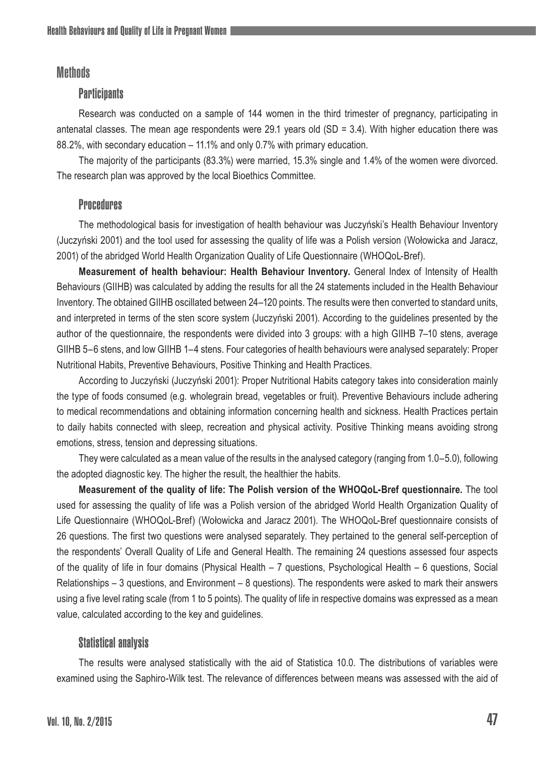## Methods

### Participants

Research was conducted on a sample of 144 women in the third trimester of pregnancy, participating in antenatal classes. The mean age respondents were 29.1 years old (SD = 3.4). With higher education there was 88.2%, with secondary education – 11.1% and only 0.7% with primary education.

The majority of the participants (83.3%) were married, 15.3% single and 1.4% of the women were divorced. The research plan was approved by the local Bioethics Committee.

### Procedures

The methodological basis for investigation of health behaviour was Juczyński's Health Behaviour Inventory (Juczyński 2001) and the tool used for assessing the quality of life was a Polish version (Wołowicka and Jaracz, 2001) of the abridged World Health Organization Quality of Life Questionnaire (WHOQoL-Bref).

**Measurement of health behaviour: Health Behaviour Inventory.** General Index of Intensity of Health Behaviours (GIIHB) was calculated by adding the results for all the 24 statements included in the Health Behaviour Inventory. The obtained GIIHB oscillated between 24–120 points. The results were then converted to standard units, and interpreted in terms of the sten score system (Juczyński 2001). According to the guidelines presented by the author of the questionnaire, the respondents were divided into 3 groups: with a high GIIHB 7–10 stens, average GIIHB 5–6 stens, and low GIIHB 1–4 stens. Four categories of health behaviours were analysed separately: Proper Nutritional Habits, Preventive Behaviours, Positive Thinking and Health Practices.

According to Juczyński (Juczyński 2001): Proper Nutritional Habits category takes into consideration mainly the type of foods consumed (e.g. wholegrain bread, vegetables or fruit). Preventive Behaviours include adhering to medical recommendations and obtaining information concerning health and sickness. Health Practices pertain to daily habits connected with sleep, recreation and physical activity. Positive Thinking means avoiding strong emotions, stress, tension and depressing situations.

They were calculated as a mean value of the results in the analysed category (ranging from 1.0–5.0), following the adopted diagnostic key. The higher the result, the healthier the habits.

**Measurement of the quality of life: The Polish version of the WHOQoL-Bref questionnaire.** The tool used for assessing the quality of life was a Polish version of the abridged World Health Organization Quality of Life Questionnaire (WHOQoL-Bref) (Wołowicka and Jaracz 2001). The WHOQoL-Bref questionnaire consists of 26 questions. The first two questions were analysed separately. They pertained to the general self-perception of the respondents' Overall Quality of Life and General Health. The remaining 24 questions assessed four aspects of the quality of life in four domains (Physical Health – 7 questions, Psychological Health – 6 questions, Social Relationships – 3 questions, and Environment – 8 questions). The respondents were asked to mark their answers using a five level rating scale (from 1 to 5 points). The quality of life in respective domains was expressed as a mean value, calculated according to the key and guidelines.

### Statistical analysis

The results were analysed statistically with the aid of Statistica 10.0. The distributions of variables were examined using the Saphiro-Wilk test. The relevance of differences between means was assessed with the aid of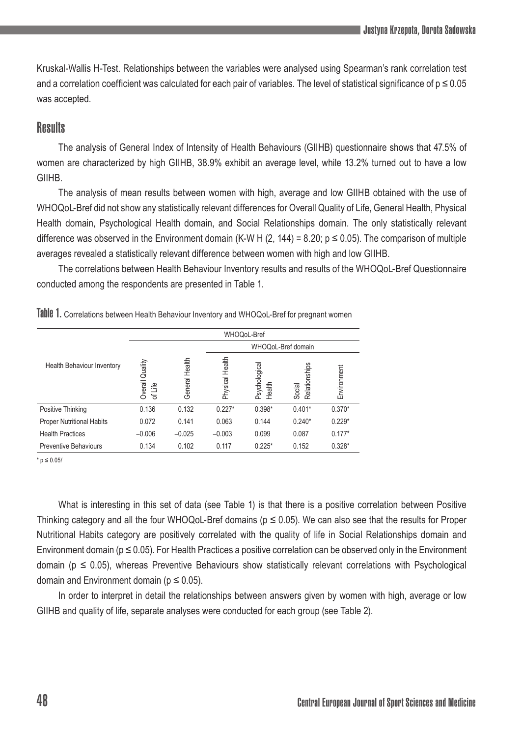Kruskal-Wallis H-Test. Relationships between the variables were analysed using Spearman's rank correlation test and a correlation coefficient was calculated for each pair of variables. The level of statistical significance of $p \leq 0.05$ was accepted.

## Results

The analysis of General Index of Intensity of Health Behaviours (GIIHB) questionnaire shows that 47.5% of women are characterized by high GIIHB, 38.9% exhibit an average level, while 13.2% turned out to have a low GIIHB.

The analysis of mean results between women with high, average and low GIIHB obtained with the use of WHOQoL-Bref did not show any statistically relevant differences for Overall Quality of Life, General Health, Physical Health domain, Psychological Health domain, and Social Relationships domain. The only statistically relevant difference was observed in the Environment domain (K-W H $(2, 144) = 8.20$; $p \leq 0.05$). The comparison of multiple averages revealed a statistically relevant difference between women with high and low GIIHB.

The correlations between Health Behaviour Inventory results and results of the WHOQoL-Bref Questionnaire conducted among the respondents are presented in Table 1.

**Table 1.** Correlations between Health Behaviour Inventory and WHOQoL-Bref for pregnant women

| Health Behaviour Inventory | WHOQoL-Bref | | | | | |
|---|---|---|---|---|---|---|
| | | | WHOQoL-Bref domain | | | |
| | Overall Quality of Life | General Health | Physical Health | Psychological Health | Social Relationships | Environment |
| Positive Thinking | 0.136 | 0.132 | 0.227* | 0.398* | 0.401* | 0.370* |
| Proper Nutritional Habits | 0.072 | 0.141 | 0.063 | 0.144 | 0.240* | 0.229* |
| Health Practices | –0.006 | –0.025 | –0.003 | 0.099 | 0.087 | 0.177* |
| Preventive Behaviours | 0.134 | 0.102 | 0.117 | 0.225* | 0.152 | 0.328* |

\* $p \leq 0.05$/

What is interesting in this set of data (see Table 1) is that there is a positive correlation between Positive Thinking category and all the four WHOQoL-Bref domains ($p \leq 0.05$). We can also see that the results for Proper Nutritional Habits category are positively correlated with the quality of life in Social Relationships domain and Environment domain ($p \leq 0.05$). For Health Practices a positive correlation can be observed only in the Environment domain ($p \leq 0.05$), whereas Preventive Behaviours show statistically relevant correlations with Psychological domain and Environment domain ($p \leq 0.05$).

In order to interpret in detail the relationships between answers given by women with high, average or low GIIHB and quality of life, separate analyses were conducted for each group (see Table 2).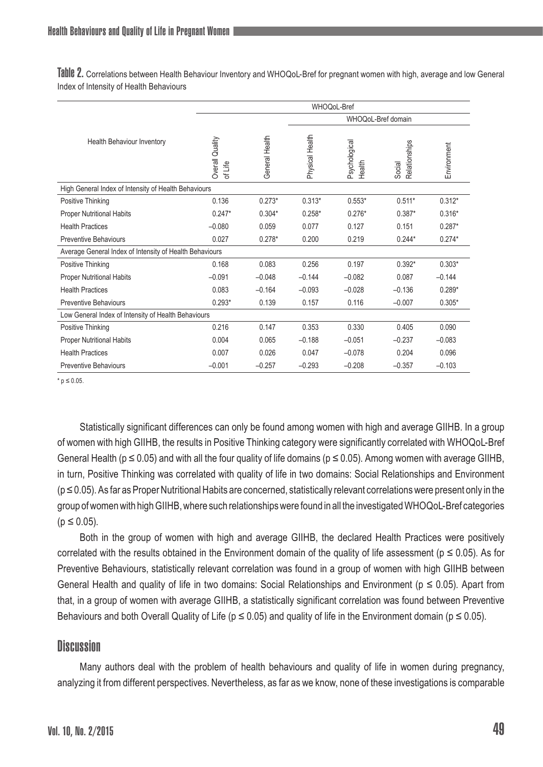**Table 2.** Correlations between Health Behaviour Inventory and WHOQoL-Bref for pregnant women with high, average and low General Index of Intensity of Health Behaviours

| Health Behaviour Inventory | WHOQoL-Bref | | | | | |
|---|---|---|---|---|---|---|
| | | | WHOQoL-Bref domain | | | |
| | Overall Quality of Life | General Health | Physical Health | Psychological Health | Social Relationships | Environment |
| **High General Index of Intensity of Health Behaviours** | | | | | | |
| Positive Thinking | 0.136 | 0.273* | 0.313* | 0.553* | 0.511* | 0.312* |
| Proper Nutritional Habits | 0.247* | 0.304* | 0.258* | 0.276* | 0.387* | 0.316* |
| Health Practices | –0.080 | 0.059 | 0.077 | 0.127 | 0.151 | 0.287* |
| Preventive Behaviours | 0.027 | 0.278* | 0.200 | 0.219 | 0.244* | 0.274* |
| **Average General Index of Intensity of Health Behaviours** | | | | | | |
| Positive Thinking | 0.168 | 0.083 | 0.256 | 0.197 | 0.392* | 0.303* |
| Proper Nutritional Habits | –0.091 | –0.048 | –0.144 | –0.082 | 0.087 | –0.144 |
| Health Practices | 0.083 | –0.164 | –0.093 | –0.028 | –0.136 | 0.289* |
| Preventive Behaviours | 0.293* | 0.139 | 0.157 | 0.116 | –0.007 | 0.305* |
| **Low General Index of Intensity of Health Behaviours** | | | | | | |
| Positive Thinking | 0.216 | 0.147 | 0.353 | 0.330 | 0.405 | 0.090 |
| Proper Nutritional Habits | 0.004 | 0.065 | –0.188 | –0.051 | –0.237 | –0.083 |
| Health Practices | 0.007 | 0.026 | 0.047 | –0.078 | 0.204 | 0.096 |
| Preventive Behaviours | –0.001 | –0.257 | –0.293 | –0.208 | –0.357 | –0.103 |

* $p \leq 0.05$.

Statistically significant differences can only be found among women with high and average GIIHB. In a group of women with high GIIHB, the results in Positive Thinking category were significantly correlated with WHOQoL-Bref General Health ($p \leq 0.05$) and with all the four quality of life domains ($p \leq 0.05$). Among women with average GIIHB, in turn, Positive Thinking was correlated with quality of life in two domains: Social Relationships and Environment ($p \leq 0.05$). As far as Proper Nutritional Habits are concerned, statistically relevant correlations were present only in the group of women with high GIIHB, where such relationships were found in all the investigated WHOQoL-Bref categories ($p \leq 0.05$).

Both in the group of women with high and average GIIHB, the declared Health Practices were positively correlated with the results obtained in the Environment domain of the quality of life assessment ($p \leq 0.05$). As for Preventive Behaviours, statistically relevant correlation was found in a group of women with high GIIHB between General Health and quality of life in two domains: Social Relationships and Environment ($p \leq 0.05$). Apart from that, in a group of women with average GIIHB, a statistically significant correlation was found between Preventive Behaviours and both Overall Quality of Life ($p \leq 0.05$) and quality of life in the Environment domain ($p \leq 0.05$).

## Discussion

Many authors deal with the problem of health behaviours and quality of life in women during pregnancy, analyzing it from different perspectives. Nevertheless, as far as we know, none of these investigations is comparable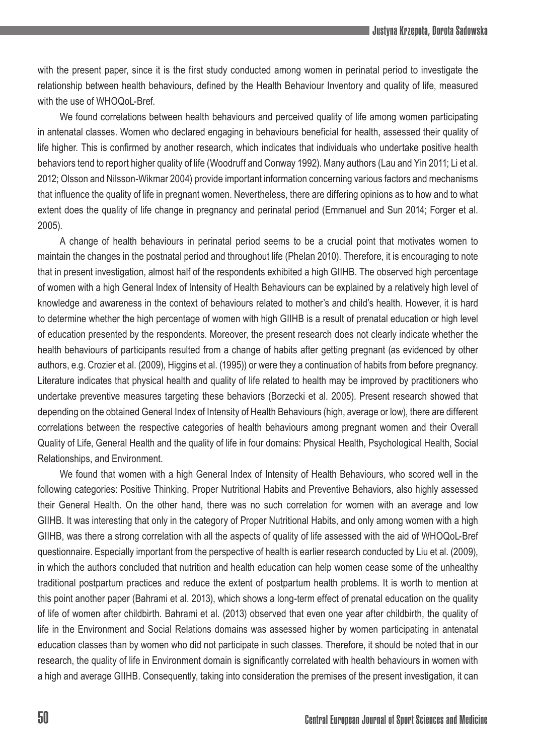with the present paper, since it is the first study conducted among women in perinatal period to investigate the relationship between health behaviours, defined by the Health Behaviour Inventory and quality of life, measured with the use of WHOQoL-Bref.

We found correlations between health behaviours and perceived quality of life among women participating in antenatal classes. Women who declared engaging in behaviours beneficial for health, assessed their quality of life higher. This is confirmed by another research, which indicates that individuals who undertake positive health behaviors tend to report higher quality of life (Woodruff and Conway 1992). Many authors (Lau and Yin 2011; Li et al. 2012; Olsson and Nilsson-Wikmar 2004) provide important information concerning various factors and mechanisms that influence the quality of life in pregnant women. Nevertheless, there are differing opinions as to how and to what extent does the quality of life change in pregnancy and perinatal period (Emmanuel and Sun 2014; Forger et al. 2005).

A change of health behaviours in perinatal period seems to be a crucial point that motivates women to maintain the changes in the postnatal period and throughout life (Phelan 2010). Therefore, it is encouraging to note that in present investigation, almost half of the respondents exhibited a high GIIHB. The observed high percentage of women with a high General Index of Intensity of Health Behaviours can be explained by a relatively high level of knowledge and awareness in the context of behaviours related to mother's and child's health. However, it is hard to determine whether the high percentage of women with high GIIHB is a result of prenatal education or high level of education presented by the respondents. Moreover, the present research does not clearly indicate whether the health behaviours of participants resulted from a change of habits after getting pregnant (as evidenced by other authors, e.g. Crozier et al. (2009), Higgins et al. (1995)) or were they a continuation of habits from before pregnancy. Literature indicates that physical health and quality of life related to health may be improved by practitioners who undertake preventive measures targeting these behaviors (Borzecki et al. 2005). Present research showed that depending on the obtained General Index of Intensity of Health Behaviours (high, average or low), there are different correlations between the respective categories of health behaviours among pregnant women and their Overall Quality of Life, General Health and the quality of life in four domains: Physical Health, Psychological Health, Social Relationships, and Environment.

We found that women with a high General Index of Intensity of Health Behaviours, who scored well in the following categories: Positive Thinking, Proper Nutritional Habits and Preventive Behaviors, also highly assessed their General Health. On the other hand, there was no such correlation for women with an average and low GIIHB. It was interesting that only in the category of Proper Nutritional Habits, and only among women with a high GIIHB, was there a strong correlation with all the aspects of quality of life assessed with the aid of WHOQoL-Bref questionnaire. Especially important from the perspective of health is earlier research conducted by Liu et al. (2009), in which the authors concluded that nutrition and health education can help women cease some of the unhealthy traditional postpartum practices and reduce the extent of postpartum health problems. It is worth to mention at this point another paper (Bahrami et al. 2013), which shows a long-term effect of prenatal education on the quality of life of women after childbirth. Bahrami et al. (2013) observed that even one year after childbirth, the quality of life in the Environment and Social Relations domains was assessed higher by women participating in antenatal education classes than by women who did not participate in such classes. Therefore, it should be noted that in our research, the quality of life in Environment domain is significantly correlated with health behaviours in women with a high and average GIIHB. Consequently, taking into consideration the premises of the present investigation, it can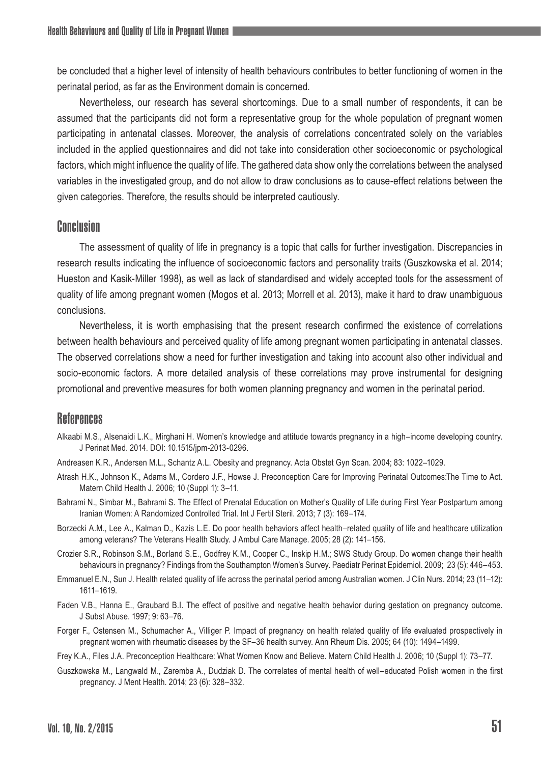be concluded that a higher level of intensity of health behaviours contributes to better functioning of women in the perinatal period, as far as the Environment domain is concerned.

Nevertheless, our research has several shortcomings. Due to a small number of respondents, it can be assumed that the participants did not form a representative group for the whole population of pregnant women participating in antenatal classes. Moreover, the analysis of correlations concentrated solely on the variables included in the applied questionnaires and did not take into consideration other socioeconomic or psychological factors, which might influence the quality of life. The gathered data show only the correlations between the analysed variables in the investigated group, and do not allow to draw conclusions as to cause-effect relations between the given categories. Therefore, the results should be interpreted cautiously.

## Conclusion

The assessment of quality of life in pregnancy is a topic that calls for further investigation. Discrepancies in research results indicating the influence of socioeconomic factors and personality traits (Guszkowska et al. 2014; Hueston and Kasik-Miller 1998), as well as lack of standardised and widely accepted tools for the assessment of quality of life among pregnant women (Mogos et al. 2013; Morrell et al. 2013), make it hard to draw unambiguous conclusions.

Nevertheless, it is worth emphasising that the present research confirmed the existence of correlations between health behaviours and perceived quality of life among pregnant women participating in antenatal classes. The observed correlations show a need for further investigation and taking into account also other individual and socio-economic factors. A more detailed analysis of these correlations may prove instrumental for designing promotional and preventive measures for both women planning pregnancy and women in the perinatal period.

## References

Alkaabi M.S., Alsenaidi L.K., Mirghani H. Women's knowledge and attitude towards pregnancy in a high–income developing country. J Perinat Med. 2014. DOI: 10.1515/jpm-2013-0296.

Andreasen K.R., Andersen M.L., Schantz A.L. Obesity and pregnancy. Acta Obstet Gyn Scan. 2004; 83: 1022–1029.

Atrash H.K., Johnson K., Adams M., Cordero J.F., Howse J. Preconception Care for Improving Perinatal Outcomes:The Time to Act. Matern Child Health J. 2006; 10 (Suppl 1): 3–11.

Bahrami N., Simbar M., Bahrami S. The Effect of Prenatal Education on Mother's Quality of Life during First Year Postpartum among Iranian Women: A Randomized Controlled Trial. Int J Fertil Steril. 2013; 7 (3): 169–174.

Borzecki A.M., Lee A., Kalman D., Kazis L.E. Do poor health behaviors affect health–related quality of life and healthcare utilization among veterans? The Veterans Health Study. J Ambul Care Manage. 2005; 28 (2): 141–156.

Crozier S.R., Robinson S.M., Borland S.E., Godfrey K.M., Cooper C., Inskip H.M.; SWS Study Group. Do women change their health behaviours in pregnancy? Findings from the Southampton Women's Survey. Paediatr Perinat Epidemiol. 2009; 23 (5): 446–453.

Emmanuel E.N., Sun J. Health related quality of life across the perinatal period among Australian women. J Clin Nurs. 2014; 23 (11–12): 1611–1619.

Faden V.B., Hanna E., Graubard B.I. The effect of positive and negative health behavior during gestation on pregnancy outcome. J Subst Abuse. 1997; 9: 63–76.

Forger F., Ostensen M., Schumacher A., Villiger P. Impact of pregnancy on health related quality of life evaluated prospectively in pregnant women with rheumatic diseases by the SF–36 health survey. Ann Rheum Dis. 2005; 64 (10): 1494–1499.

Frey K.A., Files J.A. Preconception Healthcare: What Women Know and Believe. Matern Child Health J. 2006; 10 (Suppl 1): 73–77.

Guszkowska M., Langwald M., Zaremba A., Dudziak D. The correlates of mental health of well–educated Polish women in the first pregnancy. J Ment Health. 2014; 23 (6): 328–332.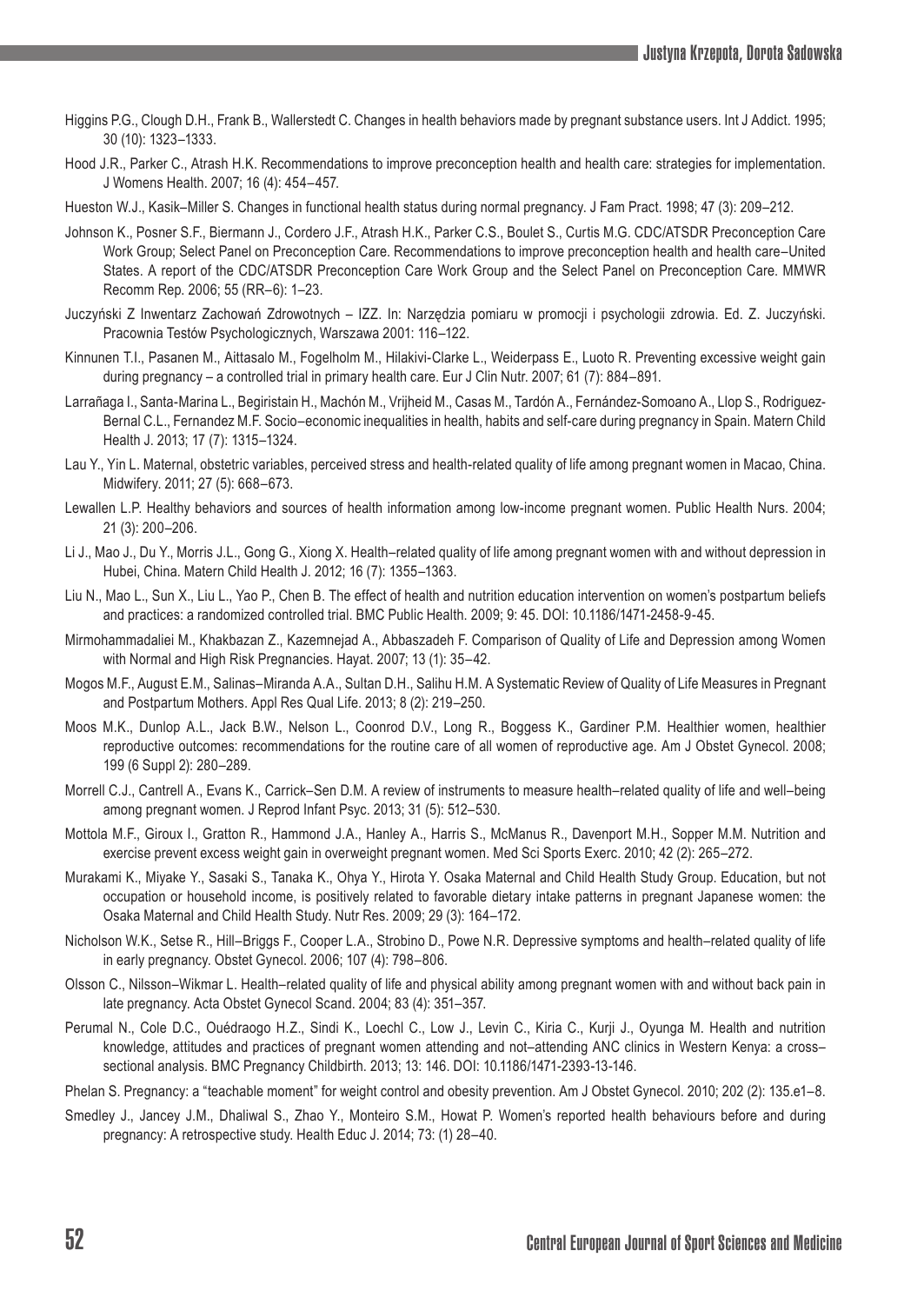Higgins P.G., Clough D.H., Frank B., Wallerstedt C. Changes in health behaviors made by pregnant substance users. Int J Addict. 1995; 30 (10): 1323–1333.

Hood J.R., Parker C., Atrash H.K. Recommendations to improve preconception health and health care: strategies for implementation. J Womens Health. 2007; 16 (4): 454–457.

Hueston W.J., Kasik–Miller S. Changes in functional health status during normal pregnancy. J Fam Pract. 1998; 47 (3): 209–212.

Johnson K., Posner S.F., Biermann J., Cordero J.F., Atrash H.K., Parker C.S., Boulet S., Curtis M.G. CDC/ATSDR Preconception Care Work Group; Select Panel on Preconception Care. Recommendations to improve preconception health and health care–United States. A report of the CDC/ATSDR Preconception Care Work Group and the Select Panel on Preconception Care. MMWR Recomm Rep. 2006; 55 (RR–6): 1–23.

Juczyński Z Inwentarz Zachowań Zdrowotnych – IZZ. In: Narzędzia pomiaru w promocji i psychologii zdrowia. Ed. Z. Juczyński. Pracownia Testów Psychologicznych, Warszawa 2001: 116–122.

Kinnunen T.I., Pasanen M., Aittasalo M., Fogelholm M., Hilakivi-Clarke L., Weiderpass E., Luoto R. Preventing excessive weight gain during pregnancy – a controlled trial in primary health care. Eur J Clin Nutr. 2007; 61 (7): 884–891.

Larrañaga I., Santa-Marina L., Begiristain H., Machón M., Vrijheid M., Casas M., Tardón A., Fernández-Somoano A., Llop S., Rodriguez-Bernal C.L., Fernandez M.F. Socio–economic inequalities in health, habits and self-care during pregnancy in Spain. Matern Child Health J. 2013; 17 (7): 1315–1324.

Lau Y., Yin L. Maternal, obstetric variables, perceived stress and health-related quality of life among pregnant women in Macao, China. Midwifery. 2011; 27 (5): 668–673.

Lewallen L.P. Healthy behaviors and sources of health information among low-income pregnant women. Public Health Nurs. 2004; 21 (3): 200–206.

Li J., Mao J., Du Y., Morris J.L., Gong G., Xiong X. Health–related quality of life among pregnant women with and without depression in Hubei, China. Matern Child Health J. 2012; 16 (7): 1355–1363.

Liu N., Mao L., Sun X., Liu L., Yao P., Chen B. The effect of health and nutrition education intervention on women's postpartum beliefs and practices: a randomized controlled trial. BMC Public Health. 2009; 9: 45. DOI: 10.1186/1471-2458-9-45.

Mirmohammadaliei M., Khakbazan Z., Kazemnejad A., Abbaszadeh F. Comparison of Quality of Life and Depression among Women with Normal and High Risk Pregnancies. Hayat. 2007; 13 (1): 35–42.

Mogos M.F., August E.M., Salinas–Miranda A.A., Sultan D.H., Salihu H.M. A Systematic Review of Quality of Life Measures in Pregnant and Postpartum Mothers. Appl Res Qual Life. 2013; 8 (2): 219–250.

Moos M.K., Dunlop A.L., Jack B.W., Nelson L., Coonrod D.V., Long R., Boggess K., Gardiner P.M. Healthier women, healthier reproductive outcomes: recommendations for the routine care of all women of reproductive age. Am J Obstet Gynecol. 2008; 199 (6 Suppl 2): 280–289.

Morrell C.J., Cantrell A., Evans K., Carrick–Sen D.M. A review of instruments to measure health–related quality of life and well–being among pregnant women. J Reprod Infant Psyc. 2013; 31 (5): 512–530.

Mottola M.F., Giroux I., Gratton R., Hammond J.A., Hanley A., Harris S., McManus R., Davenport M.H., Sopper M.M. Nutrition and exercise prevent excess weight gain in overweight pregnant women. Med Sci Sports Exerc. 2010; 42 (2): 265–272.

Murakami K., Miyake Y., Sasaki S., Tanaka K., Ohya Y., Hirota Y. Osaka Maternal and Child Health Study Group. Education, but not occupation or household income, is positively related to favorable dietary intake patterns in pregnant Japanese women: the Osaka Maternal and Child Health Study. Nutr Res. 2009; 29 (3): 164–172.

Nicholson W.K., Setse R., Hill–Briggs F., Cooper L.A., Strobino D., Powe N.R. Depressive symptoms and health–related quality of life in early pregnancy. Obstet Gynecol. 2006; 107 (4): 798–806.

Olsson C., Nilsson–Wikmar L. Health–related quality of life and physical ability among pregnant women with and without back pain in late pregnancy. Acta Obstet Gynecol Scand. 2004; 83 (4): 351–357.

Perumal N., Cole D.C., Ouédraogo H.Z., Sindi K., Loechl C., Low J., Levin C., Kiria C., Kurji J., Oyunga M. Health and nutrition knowledge, attitudes and practices of pregnant women attending and not–attending ANC clinics in Western Kenya: a cross–sectional analysis. BMC Pregnancy Childbirth. 2013; 13: 146. DOI: 10.1186/1471-2393-13-146.

Phelan S. Pregnancy: a "teachable moment" for weight control and obesity prevention. Am J Obstet Gynecol. 2010; 202 (2): 135.e1–8.

Smedley J., Jancey J.M., Dhaliwal S., Zhao Y., Monteiro S.M., Howat P. Women's reported health behaviours before and during pregnancy: A retrospective study. Health Educ J. 2014; 73: (1) 28–40.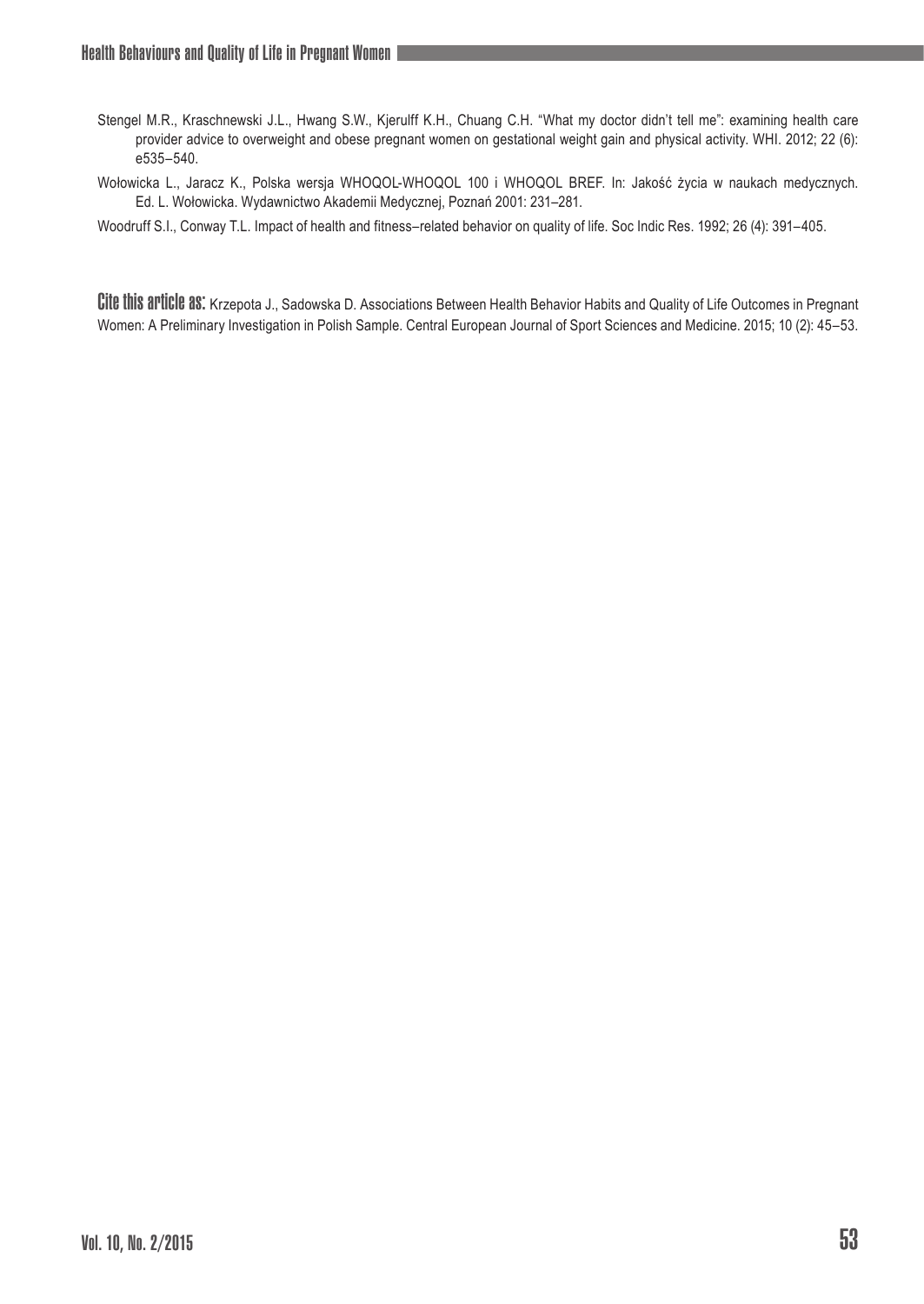Stengel M.R., Kraschnewski J.L., Hwang S.W., Kjerulff K.H., Chuang C.H. "What my doctor didn't tell me": examining health care provider advice to overweight and obese pregnant women on gestational weight gain and physical activity. WHI. 2012; 22 (6): e535–540.

Wołowicka L., Jaracz K., Polska wersja WHOQOL-WHOQOL 100 i WHOQOL BREF. In: Jakość życia w naukach medycznych. Ed. L. Wołowicka. Wydawnictwo Akademii Medycznej, Poznań 2001: 231–281.

Woodruff S.I., Conway T.L. Impact of health and fitness–related behavior on quality of life. Soc Indic Res. 1992; 26 (4): 391–405.

**Cite this article as:** Krzepota J., Sadowska D. Associations Between Health Behavior Habits and Quality of Life Outcomes in Pregnant Women: A Preliminary Investigation in Polish Sample. Central European Journal of Sport Sciences and Medicine. 2015; 10 (2): 45–53.